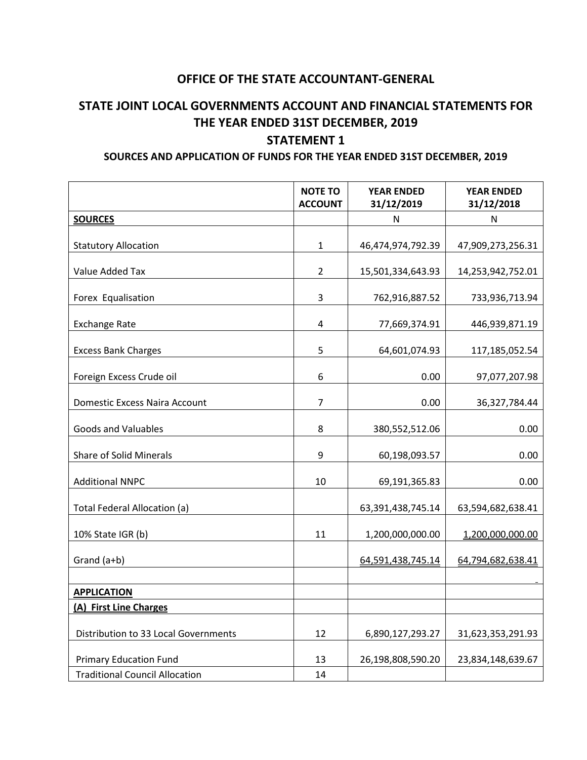## OFFICE OF THE STATE ACCOUNTANT-GENERAL

## STATE JOINT LOCAL GOVERNMENTS ACCOUNT AND FINANCIAL STATEMENTS FOR THE YEAR ENDED 31ST DECEMBER, 2019

## STATEMENT 1

### SOURCES AND APPLICATION OF FUNDS FOR THE YEAR ENDED 31ST DECEMBER, 2019

| | NOTE TO ACCOUNT | YEAR ENDED 31/12/2019 | YEAR ENDED 31/12/2018 |
|---|---|---|---|
| **SOURCES** | | N | N |
| Statutory Allocation | 1 | 46,474,974,792.39 | 47,909,273,256.31 |
| Value Added Tax | 2 | 15,501,334,643.93 | 14,253,942,752.01 |
| Forex Equalisation | 3 | 762,916,887.52 | 733,936,713.94 |
| Exchange Rate | 4 | 77,669,374.91 | 446,939,871.19 |
| Excess Bank Charges | 5 | 64,601,074.93 | 117,185,052.54 |
| Foreign Excess Crude oil | 6 | 0.00 | 97,077,207.98 |
| Domestic Excess Naira Account | 7 | 0.00 | 36,327,784.44 |
| Goods and Valuables | 8 | 380,552,512.06 | 0.00 |
| Share of Solid Minerals | 9 | 60,198,093.57 | 0.00 |
| Additional NNPC | 10 | 69,191,365.83 | 0.00 |
| Total Federal Allocation (a) | | 63,391,438,745.14 | 63,594,682,638.41 |
| 10% State IGR (b) | 11 | 1,200,000,000.00 | 1,200,000,000.00 |
| Grand (a+b) | | 64,591,438,745.14 | 64,794,682,638.41 |
| | | | - |
| **APPLICATION** | | | |
| **(A) First Line Charges** | | | |
| Distribution to 33 Local Governments | 12 | 6,890,127,293.27 | 31,623,353,291.93 |
| Primary Education Fund | 13 | 26,198,808,590.20 | 23,834,148,639.67 |
| Traditional Council Allocation | 14 | | |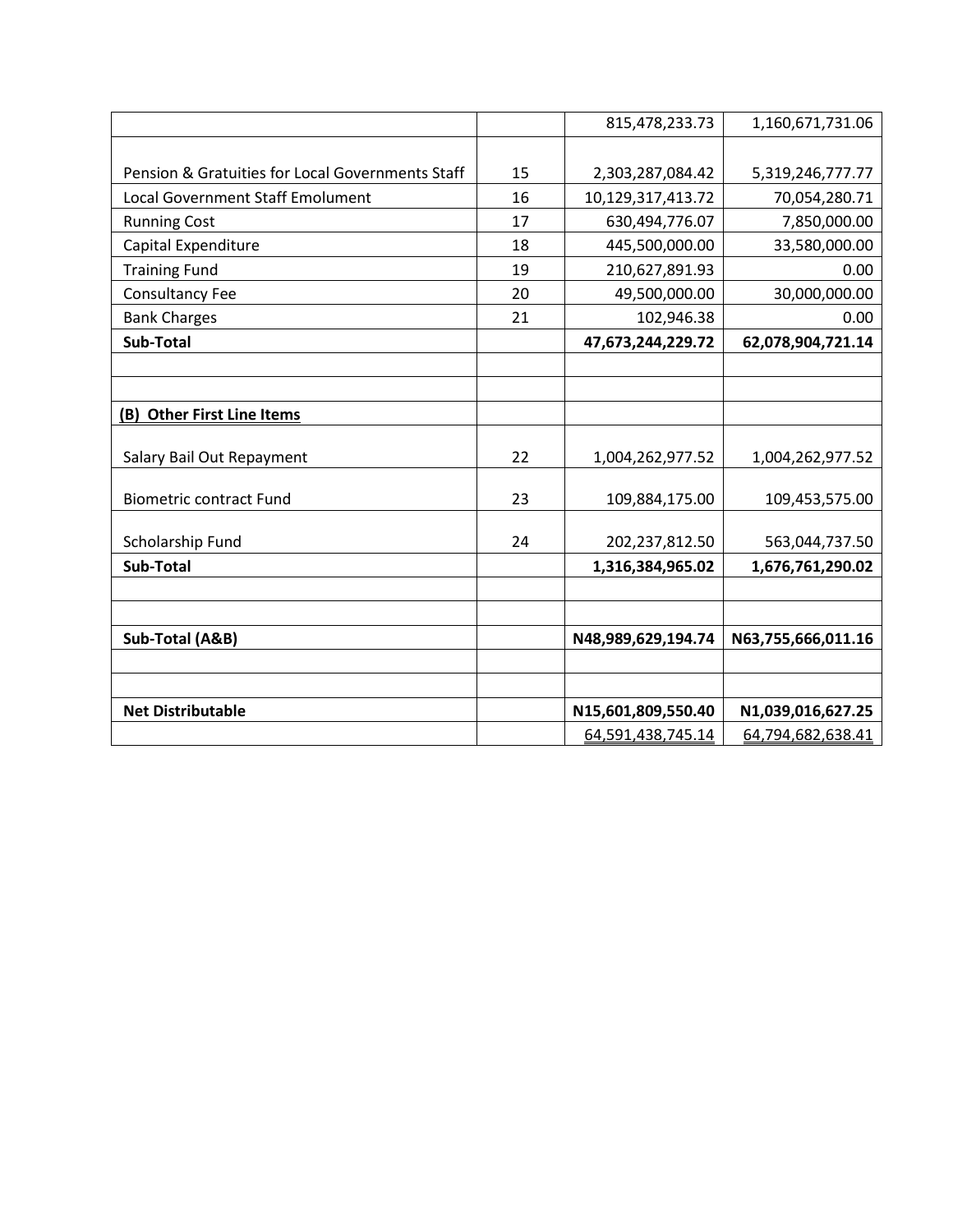| | | | |
|---|---|---|---|
| | | 815,478,233.73 | 1,160,671,731.06 |
| Pension & Gratuities for Local Governments Staff | 15 | 2,303,287,084.42 | 5,319,246,777.77 |
| Local Government Staff Emolument | 16 | 10,129,317,413.72 | 70,054,280.71 |
| Running Cost | 17 | 630,494,776.07 | 7,850,000.00 |
| Capital Expenditure | 18 | 445,500,000.00 | 33,580,000.00 |
| Training Fund | 19 | 210,627,891.93 | 0.00 |
| Consultancy Fee | 20 | 49,500,000.00 | 30,000,000.00 |
| Bank Charges | 21 | 102,946.38 | 0.00 |
| **Sub-Total** | | **47,673,244,229.72** | **62,078,904,721.14** |
| | | | |
| | | | |
| **(B) Other First Line Items** | | | |
| Salary Bail Out Repayment | 22 | 1,004,262,977.52 | 1,004,262,977.52 |
| Biometric contract Fund | 23 | 109,884,175.00 | 109,453,575.00 |
| Scholarship Fund | 24 | 202,237,812.50 | 563,044,737.50 |
| **Sub-Total** | | **1,316,384,965.02** | **1,676,761,290.02** |
| | | | |
| | | | |
| **Sub-Total (A&B)** | | **N48,989,629,194.74** | **N63,755,666,011.16** |
| | | | |
| | | | |
| **Net Distributable** | | **N15,601,809,550.40** | **N1,039,016,627.25** |
| | | 64,591,438,745.14 | 64,794,682,638.41 |